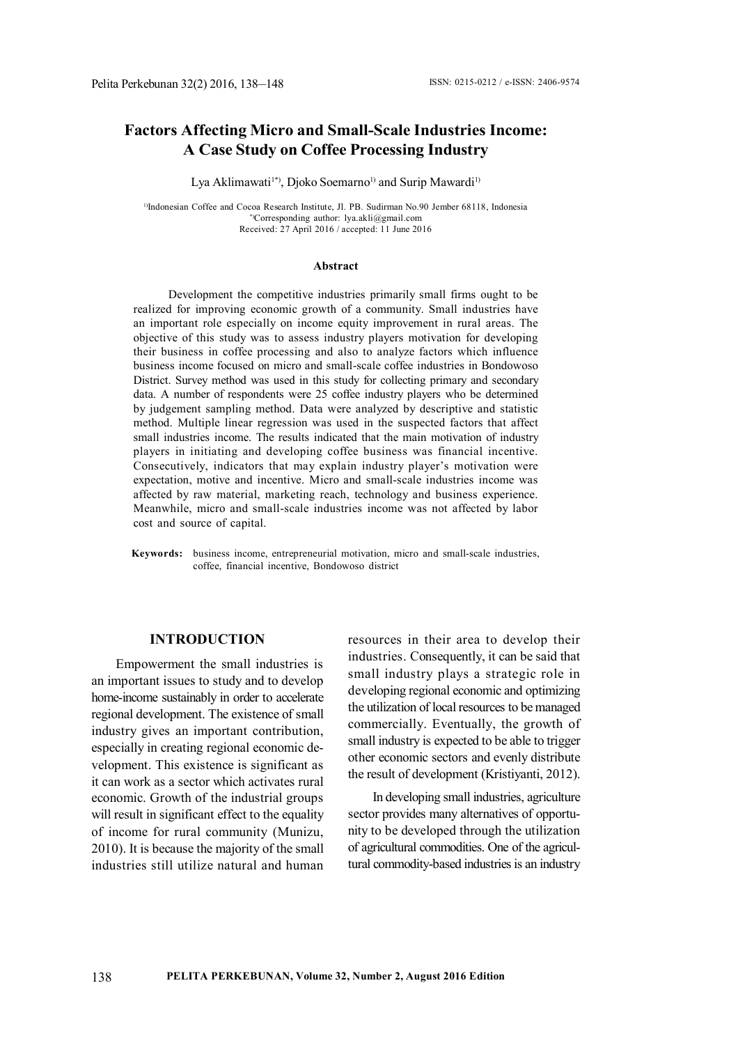# Factors Affecting Micro and Small-Scale Industries Income: A Case Study on Coffee Processing Industry

Lya Aklimawati[1*)], Djoko Soemarno[1)] and Surip Mawardi[1)]

[1)]Indonesian Coffee and Cocoa Research Institute, Jl. PB. Sudirman No.90 Jember 68118, Indonesia
[*)]Corresponding author: lya.akli@gmail.com
Received: 27 April 2016 / accepted: 11 June 2016

### Abstract

Development the competitive industries primarily small firms ought to be realized for improving economic growth of a community. Small industries have an important role especially on income equity improvement in rural areas. The objective of this study was to assess industry players motivation for developing their business in coffee processing and also to analyze factors which influence business income focused on micro and small-scale coffee industries in Bondowoso District. Survey method was used in this study for collecting primary and secondary data. A number of respondents were 25 coffee industry players who be determined by judgement sampling method. Data were analyzed by descriptive and statistic method. Multiple linear regression was used in the suspected factors that affect small industries income. The results indicated that the main motivation of industry players in initiating and developing coffee business was financial incentive. Consecutively, indicators that may explain industry player's motivation were expectation, motive and incentive. Micro and small-scale industries income was affected by raw material, marketing reach, technology and business experience. Meanwhile, micro and small-scale industries income was not affected by labor cost and source of capital.

**Keywords:** business income, entrepreneurial motivation, micro and small-scale industries, coffee, financial incentive, Bondowoso district

## INTRODUCTION

Empowerment the small industries is an important issues to study and to develop home-income sustainably in order to accelerate regional development. The existence of small industry gives an important contribution, especially in creating regional economic development. This existence is significant as it can work as a sector which activates rural economic. Growth of the industrial groups will result in significant effect to the equality of income for rural community (Munizu, 2010). It is because the majority of the small industries still utilize natural and human resources in their area to develop their industries. Consequently, it can be said that small industry plays a strategic role in developing regional economic and optimizing the utilization of local resources to be managed commercially. Eventually, the growth of small industry is expected to be able to trigger other economic sectors and evenly distribute the result of development (Kristiyanti, 2012).

In developing small industries, agriculture sector provides many alternatives of opportunity to be developed through the utilization of agricultural commodities. One of the agricultural commodity-based industries is an industry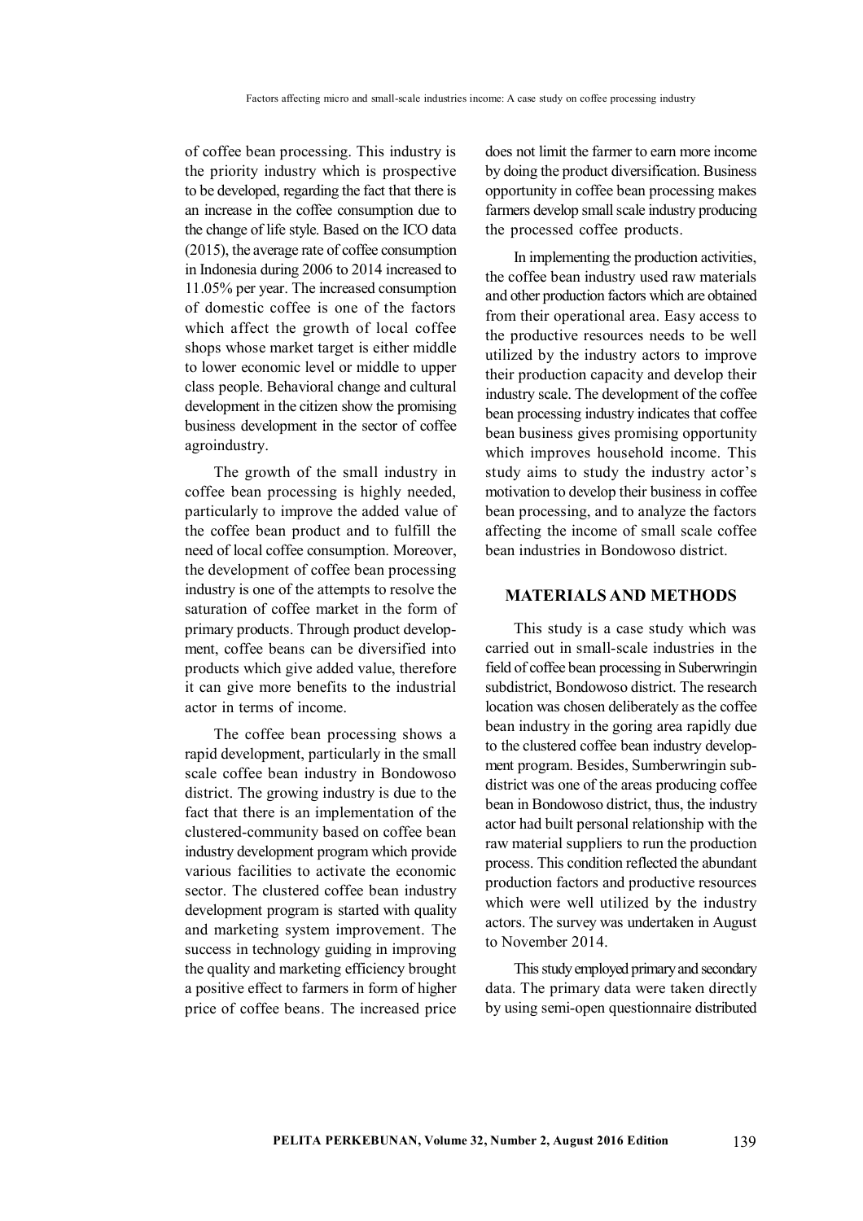of coffee bean processing. This industry is the priority industry which is prospective to be developed, regarding the fact that there is an increase in the coffee consumption due to the change of life style. Based on the ICO data (2015), the average rate of coffee consumption in Indonesia during 2006 to 2014 increased to 11.05% per year. The increased consumption of domestic coffee is one of the factors which affect the growth of local coffee shops whose market target is either middle to lower economic level or middle to upper class people. Behavioral change and cultural development in the citizen show the promising business development in the sector of coffee agroindustry.

The growth of the small industry in coffee bean processing is highly needed, particularly to improve the added value of the coffee bean product and to fulfill the need of local coffee consumption. Moreover, the development of coffee bean processing industry is one of the attempts to resolve the saturation of coffee market in the form of primary products. Through product development, coffee beans can be diversified into products which give added value, therefore it can give more benefits to the industrial actor in terms of income.

The coffee bean processing shows a rapid development, particularly in the small scale coffee bean industry in Bondowoso district. The growing industry is due to the fact that there is an implementation of the clustered-community based on coffee bean industry development program which provide various facilities to activate the economic sector. The clustered coffee bean industry development program is started with quality and marketing system improvement. The success in technology guiding in improving the quality and marketing efficiency brought a positive effect to farmers in form of higher price of coffee beans. The increased price does not limit the farmer to earn more income by doing the product diversification. Business opportunity in coffee bean processing makes farmers develop small scale industry producing the processed coffee products.

In implementing the production activities, the coffee bean industry used raw materials and other production factors which are obtained from their operational area. Easy access to the productive resources needs to be well utilized by the industry actors to improve their production capacity and develop their industry scale. The development of the coffee bean processing industry indicates that coffee bean business gives promising opportunity which improves household income. This study aims to study the industry actor's motivation to develop their business in coffee bean processing, and to analyze the factors affecting the income of small scale coffee bean industries in Bondowoso district.

## MATERIALS AND METHODS

This study is a case study which was carried out in small-scale industries in the field of coffee bean processing in Suberwringin subdistrict, Bondowoso district. The research location was chosen deliberately as the coffee bean industry in the goring area rapidly due to the clustered coffee bean industry development program. Besides, Sumberwringin subdistrict was one of the areas producing coffee bean in Bondowoso district, thus, the industry actor had built personal relationship with the raw material suppliers to run the production process. This condition reflected the abundant production factors and productive resources which were well utilized by the industry actors. The survey was undertaken in August to November 2014.

This study employed primary and secondary data. The primary data were taken directly by using semi-open questionnaire distributed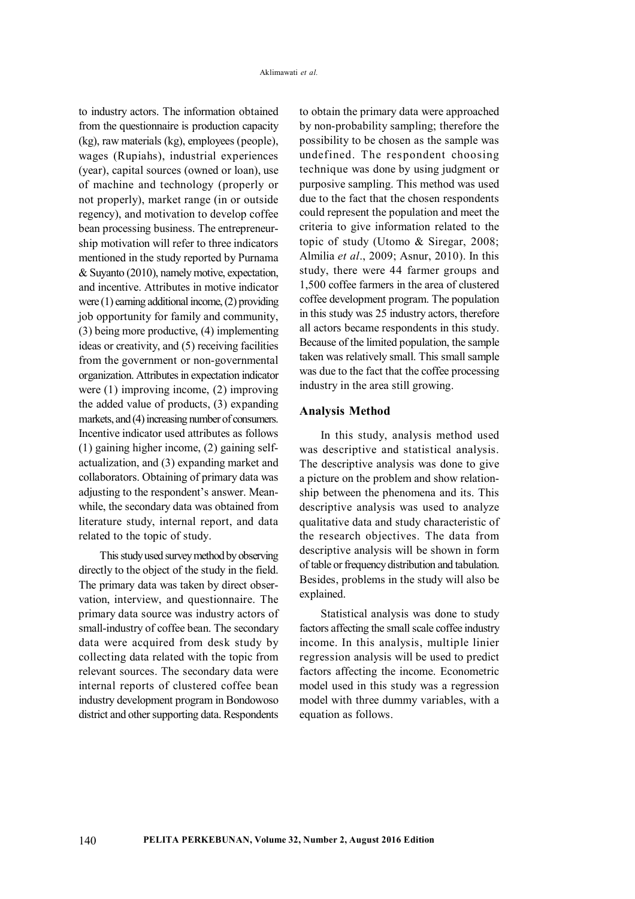to industry actors. The information obtained from the questionnaire is production capacity (kg), raw materials (kg), employees (people), wages (Rupiahs), industrial experiences (year), capital sources (owned or loan), use of machine and technology (properly or not properly), market range (in or outside regency), and motivation to develop coffee bean processing business. The entrepreneurship motivation will refer to three indicators mentioned in the study reported by Purnama & Suyanto (2010), namely motive, expectation, and incentive. Attributes in motive indicator were (1) earning additional income, (2) providing job opportunity for family and community, (3) being more productive, (4) implementing ideas or creativity, and (5) receiving facilities from the government or non-governmental organization. Attributes in expectation indicator were (1) improving income, (2) improving the added value of products, (3) expanding markets, and (4) increasing number of consumers. Incentive indicator used attributes as follows (1) gaining higher income, (2) gaining self-actualization, and (3) expanding market and collaborators. Obtaining of primary data was adjusting to the respondent's answer. Meanwhile, the secondary data was obtained from literature study, internal report, and data related to the topic of study.

This study used survey method by observing directly to the object of the study in the field. The primary data was taken by direct observation, interview, and questionnaire. The primary data source was industry actors of small-industry of coffee bean. The secondary data were acquired from desk study by collecting data related with the topic from relevant sources. The secondary data were internal reports of clustered coffee bean industry development program in Bondowoso district and other supporting data. Respondents to obtain the primary data were approached by non-probability sampling; therefore the possibility to be chosen as the sample was undefined. The respondent choosing technique was done by using judgment or purposive sampling. This method was used due to the fact that the chosen respondents could represent the population and meet the criteria to give information related to the topic of study (Utomo & Siregar, 2008; Almilia *et al*., 2009; Asnur, 2010). In this study, there were 44 farmer groups and 1,500 coffee farmers in the area of clustered coffee development program. The population in this study was 25 industry actors, therefore all actors became respondents in this study. Because of the limited population, the sample taken was relatively small. This small sample was due to the fact that the coffee processing industry in the area still growing.

## Analysis Method

In this study, analysis method used was descriptive and statistical analysis. The descriptive analysis was done to give a picture on the problem and show relationship between the phenomena and its. This descriptive analysis was used to analyze qualitative data and study characteristic of the research objectives. The data from descriptive analysis will be shown in form of table or frequency distribution and tabulation. Besides, problems in the study will also be explained.

Statistical analysis was done to study factors affecting the small scale coffee industry income. In this analysis, multiple linier regression analysis will be used to predict factors affecting the income. Econometric model used in this study was a regression model with three dummy variables, with a equation as follows.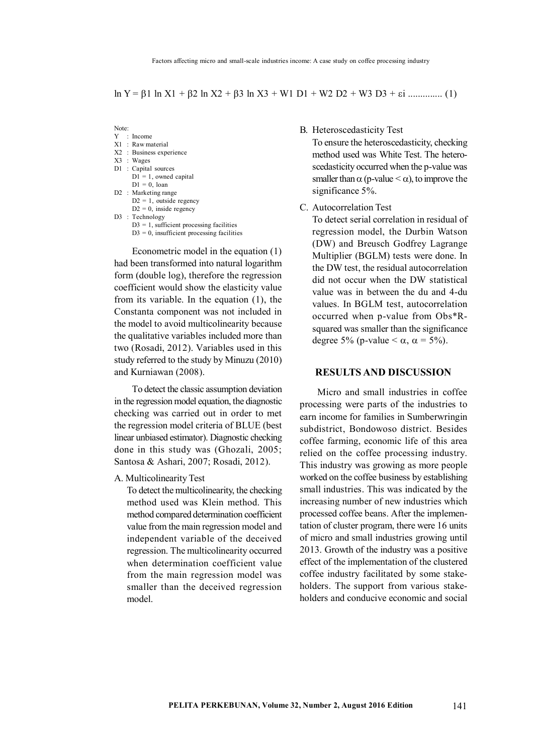$$\ln Y = \beta 1 \ln X1 + \beta 2 \ln X2 + \beta 3 \ln X3 + W1\,D1 + W2\,D2 + W3\,D3 + \varepsilon i \quad \text{..............} \quad (1)$$

Note:

- Y : Income
- X1 : Raw material
- X2 : Business experience
- X3 : Wages
- D1 : Capital sources
  - D1 = 1, owned capital
  - D1 = 0, loan
- D2 : Marketing range
  - D2 = 1, outside regency
  - D2 = 0, inside regency
- D3 : Technology
  - D3 = 1, sufficient processing facilities
  - D3 = 0, insufficient processing facilities

Econometric model in the equation (1) had been transformed into natural logarithm form (double log), therefore the regression coefficient would show the elasticity value from its variable. In the equation (1), the Constanta component was not included in the model to avoid multicolinearity because the qualitative variables included more than two (Rosadi, 2012). Variables used in this study referred to the study by Minuzu (2010) and Kurniawan (2008).

To detect the classic assumption deviation in the regression model equation, the diagnostic checking was carried out in order to met the regression model criteria of BLUE (best linear unbiased estimator). Diagnostic checking done in this study was (Ghozali, 2005; Santosa & Ashari, 2007; Rosadi, 2012).

A. Multicolinearity Test

To detect the multicolinearity, the checking method used was Klein method. This method compared determination coefficient value from the main regression model and independent variable of the deceived regression. The multicolinearity occurred when determination coefficient value from the main regression model was smaller than the deceived regression model.

B. Heteroscedasticity Test

To ensure the heteroscedasticity, checking method used was White Test. The heteroscedasticity occurred when the p-value was smaller than $\alpha$ (p-value $< \alpha$), to improve the significance 5%.

C. Autocorrelation Test

To detect serial correlation in residual of regression model, the Durbin Watson (DW) and Breusch Godfrey Lagrange Multiplier (BGLM) tests were done. In the DW test, the residual autocorrelation did not occur when the DW statistical value was in between the du and 4-du values. In BGLM test, autocorrelation occurred when p-value from Obs*R-squared was smaller than the significance degree 5% (p-value $< \alpha$, $\alpha = 5\%$).

## RESULTS AND DISCUSSION

Micro and small industries in coffee processing were parts of the industries to earn income for families in Sumberwringin subdistrict, Bondowoso district. Besides coffee farming, economic life of this area relied on the coffee processing industry. This industry was growing as more people worked on the coffee business by establishing small industries. This was indicated by the increasing number of new industries which processed coffee beans. After the implementation of cluster program, there were 16 units of micro and small industries growing until 2013. Growth of the industry was a positive effect of the implementation of the clustered coffee industry facilitated by some stakeholders. The support from various stakeholders and conducive economic and social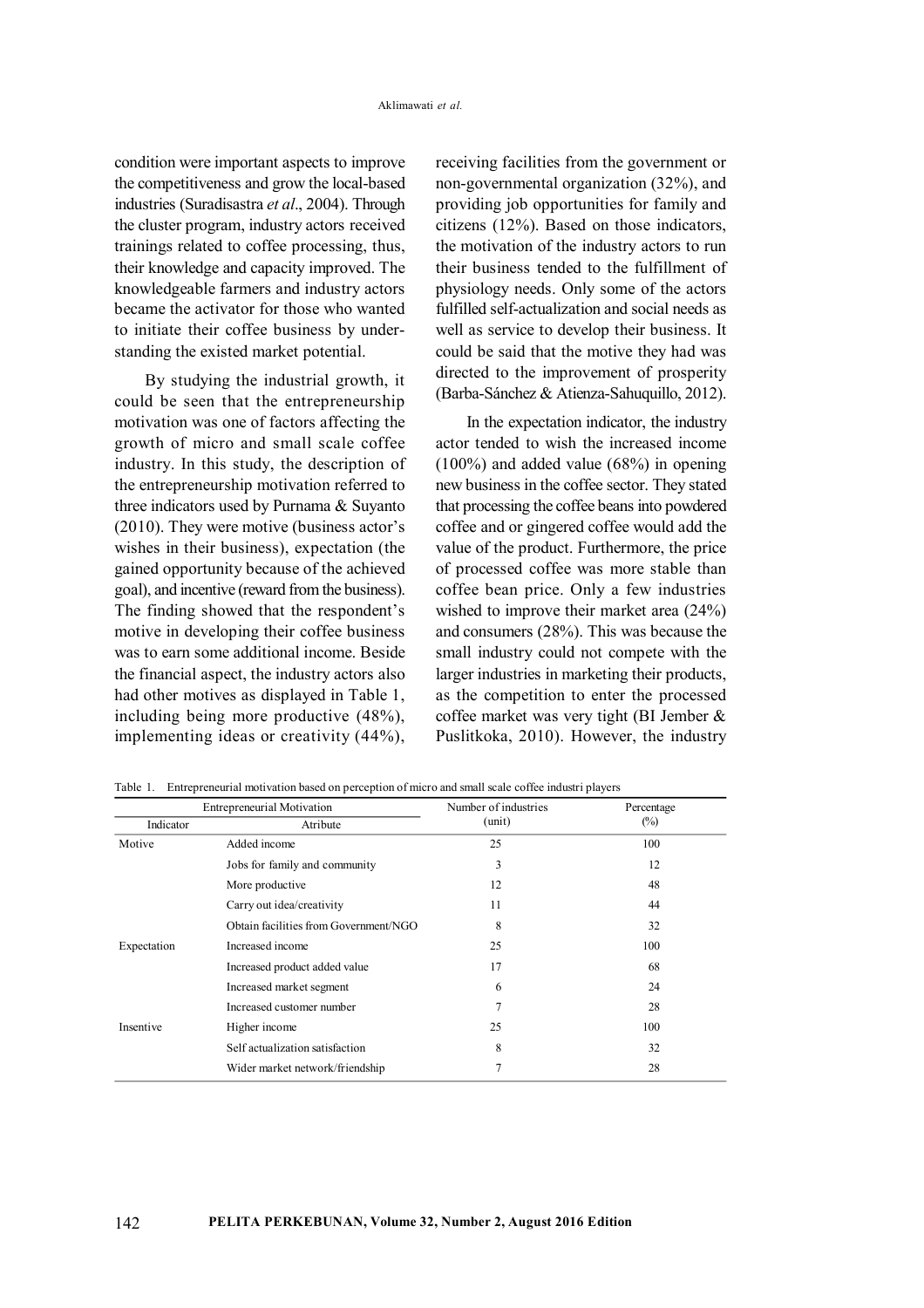condition were important aspects to improve the competitiveness and grow the local-based industries (Suradisastra *et al*., 2004). Through the cluster program, industry actors received trainings related to coffee processing, thus, their knowledge and capacity improved. The knowledgeable farmers and industry actors became the activator for those who wanted to initiate their coffee business by understanding the existed market potential.

By studying the industrial growth, it could be seen that the entrepreneurship motivation was one of factors affecting the growth of micro and small scale coffee industry. In this study, the description of the entrepreneurship motivation referred to three indicators used by Purnama & Suyanto (2010). They were motive (business actor's wishes in their business), expectation (the gained opportunity because of the achieved goal), and incentive (reward from the business). The finding showed that the respondent's motive in developing their coffee business was to earn some additional income. Beside the financial aspect, the industry actors also had other motives as displayed in Table 1, including being more productive (48%), implementing ideas or creativity (44%), receiving facilities from the government or non-governmental organization (32%), and providing job opportunities for family and citizens (12%). Based on those indicators, the motivation of the industry actors to run their business tended to the fulfillment of physiology needs. Only some of the actors fulfilled self-actualization and social needs as well as service to develop their business. It could be said that the motive they had was directed to the improvement of prosperity (Barba-Sánchez & Atienza-Sahuquillo, 2012).

In the expectation indicator, the industry actor tended to wish the increased income (100%) and added value (68%) in opening new business in the coffee sector. They stated that processing the coffee beans into powdered coffee and or gingered coffee would add the value of the product. Furthermore, the price of processed coffee was more stable than coffee bean price. Only a few industries wished to improve their market area (24%) and consumers (28%). This was because the small industry could not compete with the larger industries in marketing their products, as the competition to enter the processed coffee market was very tight (BI Jember & Puslitkoka, 2010). However, the industry

Table 1. Entrepreneurial motivation based on perception of micro and small scale coffee industri players

| Entrepreneurial Motivation | | Number of industries (unit) | Percentage (%) |
|---|---|---|---|
| Indicator | Atribute | | |
| Motive | Added income | 25 | 100 |
| | Jobs for family and community | 3 | 12 |
| | More productive | 12 | 48 |
| | Carry out idea/creativity | 11 | 44 |
| | Obtain facilities from Government/NGO | 8 | 32 |
| Expectation | Increased income | 25 | 100 |
| | Increased product added value | 17 | 68 |
| | Increased market segment | 6 | 24 |
| | Increased customer number | 7 | 28 |
| Insentive | Higher income | 25 | 100 |
| | Self actualization satisfaction | 8 | 32 |
| | Wider market network/friendship | 7 | 28 |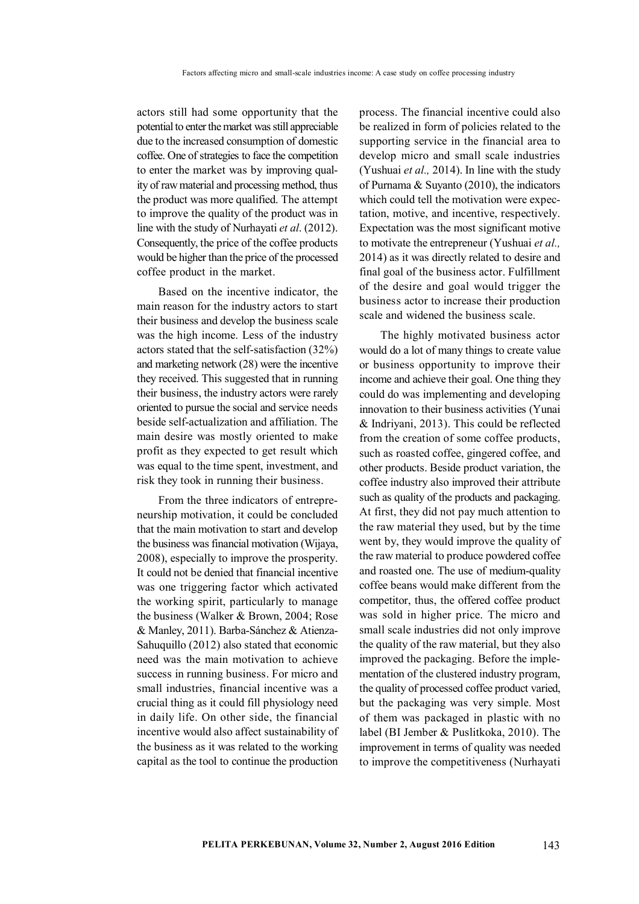actors still had some opportunity that the potential to enter the market was still appreciable due to the increased consumption of domestic coffee. One of strategies to face the competition to enter the market was by improving quality of raw material and processing method, thus the product was more qualified. The attempt to improve the quality of the product was in line with the study of Nurhayati *et al*. (2012). Consequently, the price of the coffee products would be higher than the price of the processed coffee product in the market.

Based on the incentive indicator, the main reason for the industry actors to start their business and develop the business scale was the high income. Less of the industry actors stated that the self-satisfaction (32%) and marketing network (28) were the incentive they received. This suggested that in running their business, the industry actors were rarely oriented to pursue the social and service needs beside self-actualization and affiliation. The main desire was mostly oriented to make profit as they expected to get result which was equal to the time spent, investment, and risk they took in running their business.

From the three indicators of entrepreneurship motivation, it could be concluded that the main motivation to start and develop the business was financial motivation (Wijaya, 2008), especially to improve the prosperity. It could not be denied that financial incentive was one triggering factor which activated the working spirit, particularly to manage the business (Walker & Brown, 2004; Rose & Manley, 2011). Barba-Sánchez & Atienza-Sahuquillo (2012) also stated that economic need was the main motivation to achieve success in running business. For micro and small industries, financial incentive was a crucial thing as it could fill physiology need in daily life. On other side, the financial incentive would also affect sustainability of the business as it was related to the working capital as the tool to continue the production process. The financial incentive could also be realized in form of policies related to the supporting service in the financial area to develop micro and small scale industries (Yushuai *et al.,* 2014). In line with the study of Purnama & Suyanto (2010), the indicators which could tell the motivation were expectation, motive, and incentive, respectively. Expectation was the most significant motive to motivate the entrepreneur (Yushuai *et al.,* 2014) as it was directly related to desire and final goal of the business actor. Fulfillment of the desire and goal would trigger the business actor to increase their production scale and widened the business scale.

The highly motivated business actor would do a lot of many things to create value or business opportunity to improve their income and achieve their goal. One thing they could do was implementing and developing innovation to their business activities (Yunai & Indriyani, 2013). This could be reflected from the creation of some coffee products, such as roasted coffee, gingered coffee, and other products. Beside product variation, the coffee industry also improved their attribute such as quality of the products and packaging. At first, they did not pay much attention to the raw material they used, but by the time went by, they would improve the quality of the raw material to produce powdered coffee and roasted one. The use of medium-quality coffee beans would make different from the competitor, thus, the offered coffee product was sold in higher price. The micro and small scale industries did not only improve the quality of the raw material, but they also improved the packaging. Before the implementation of the clustered industry program, the quality of processed coffee product varied, but the packaging was very simple. Most of them was packaged in plastic with no label (BI Jember & Puslitkoka, 2010). The improvement in terms of quality was needed to improve the competitiveness (Nurhayati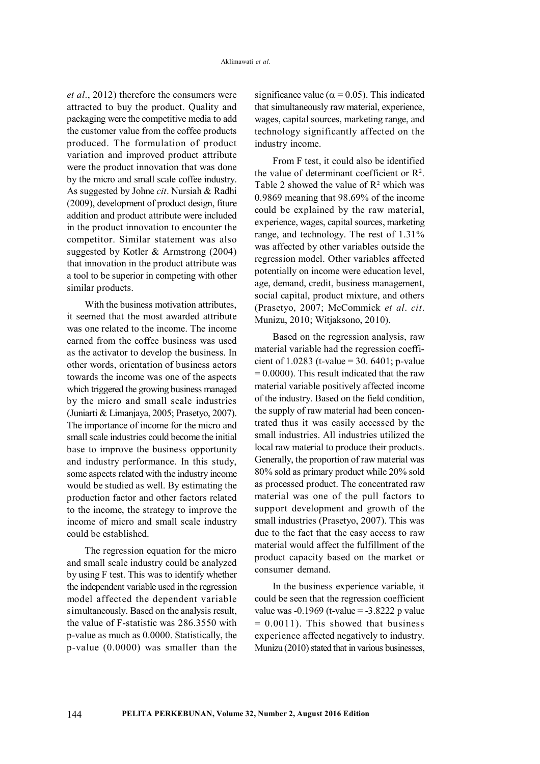*et al*., 2012) therefore the consumers were attracted to buy the product. Quality and packaging were the competitive media to add the customer value from the coffee products produced. The formulation of product variation and improved product attribute were the product innovation that was done by the micro and small scale coffee industry. As suggested by Johne *cit*. Nursiah & Radhi (2009), development of product design, fiture addition and product attribute were included in the product innovation to encounter the competitor. Similar statement was also suggested by Kotler & Armstrong (2004) that innovation in the product attribute was a tool to be superior in competing with other similar products.

With the business motivation attributes, it seemed that the most awarded attribute was one related to the income. The income earned from the coffee business was used as the activator to develop the business. In other words, orientation of business actors towards the income was one of the aspects which triggered the growing business managed by the micro and small scale industries (Juniarti & Limanjaya, 2005; Prasetyo, 2007). The importance of income for the micro and small scale industries could become the initial base to improve the business opportunity and industry performance. In this study, some aspects related with the industry income would be studied as well. By estimating the production factor and other factors related to the income, the strategy to improve the income of micro and small scale industry could be established.

The regression equation for the micro and small scale industry could be analyzed by using F test. This was to identify whether the independent variable used in the regression model affected the dependent variable simultaneously. Based on the analysis result, the value of F-statistic was 286.3550 with p-value as much as 0.0000. Statistically, the p-value (0.0000) was smaller than the significance value ($\alpha = 0.05$). This indicated that simultaneously raw material, experience, wages, capital sources, marketing range, and technology significantly affected on the industry income.

From F test, it could also be identified the value of determinant coefficient or $R^2$. Table 2 showed the value of $R^2$ which was 0.9869 meaning that 98.69% of the income could be explained by the raw material, experience, wages, capital sources, marketing range, and technology. The rest of 1.31% was affected by other variables outside the regression model. Other variables affected potentially on income were education level, age, demand, credit, business management, social capital, product mixture, and others (Prasetyo, 2007; McCommick *et al*. *cit*. Munizu, 2010; Witjaksono, 2010).

Based on the regression analysis, raw material variable had the regression coefficient of 1.0283 (t-value = 30. 6401; p-value = 0.0000). This result indicated that the raw material variable positively affected income of the industry. Based on the field condition, the supply of raw material had been concentrated thus it was easily accessed by the small industries. All industries utilized the local raw material to produce their products. Generally, the proportion of raw material was 80% sold as primary product while 20% sold as processed product. The concentrated raw material was one of the pull factors to support development and growth of the small industries (Prasetyo, 2007). This was due to the fact that the easy access to raw material would affect the fulfillment of the product capacity based on the market or consumer demand.

In the business experience variable, it could be seen that the regression coefficient value was -0.1969 (t-value = -3.8222 p value = 0.0011). This showed that business experience affected negatively to industry. Munizu (2010) stated that in various businesses,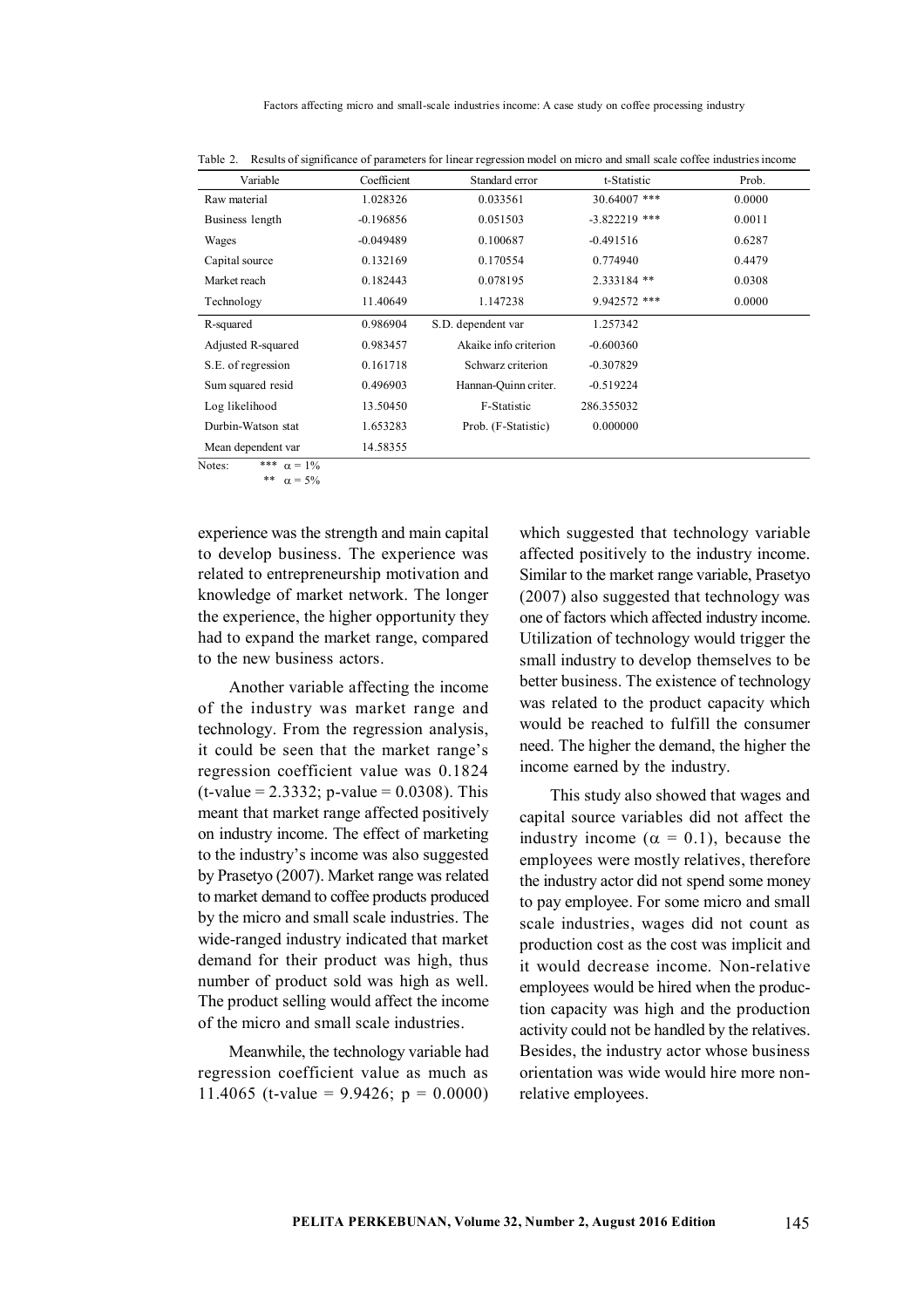Table 2. Results of significance of parameters for linear regression model on micro and small scale coffee industries income

| Variable | Coefficient | Standard error | t-Statistic | Prob. |
|---|---|---|---|---|
| Raw material | 1.028326 | 0.033561 | 30.64007 *** | 0.0000 |
| Business length | -0.196856 | 0.051503 | -3.822219 *** | 0.0011 |
| Wages | -0.049489 | 0.100687 | -0.491516 | 0.6287 |
| Capital source | 0.132169 | 0.170554 | 0.774940 | 0.4479 |
| Market reach | 0.182443 | 0.078195 | 2.333184 ** | 0.0308 |
| Technology | 11.40649 | 1.147238 | 9.942572 *** | 0.0000 |
| R-squared | 0.986904 | S.D. dependent var | 1.257342 | |
| Adjusted R-squared | 0.983457 | Akaike info criterion | -0.600360 | |
| S.E. of regression | 0.161718 | Schwarz criterion | -0.307829 | |
| Sum squared resid | 0.496903 | Hannan-Quinn criter. | -0.519224 | |
| Log likelihood | 13.50450 | F-Statistic | 286.355032 | |
| Durbin-Watson stat | 1.653283 | Prob. (F-Statistic) | 0.000000 | |
| Mean dependent var | 14.58355 | | | |

Notes: *** $\alpha = 1\%$
** $\alpha = 5\%$

experience was the strength and main capital to develop business. The experience was related to entrepreneurship motivation and knowledge of market network. The longer the experience, the higher opportunity they had to expand the market range, compared to the new business actors.

Another variable affecting the income of the industry was market range and technology. From the regression analysis, it could be seen that the market range's regression coefficient value was 0.1824 (t-value = 2.3332; p-value = 0.0308). This meant that market range affected positively on industry income. The effect of marketing to the industry's income was also suggested by Prasetyo (2007). Market range was related to market demand to coffee products produced by the micro and small scale industries. The wide-ranged industry indicated that market demand for their product was high, thus number of product sold was high as well. The product selling would affect the income of the micro and small scale industries.

Meanwhile, the technology variable had regression coefficient value as much as 11.4065 (t-value = 9.9426; p = 0.0000) which suggested that technology variable affected positively to the industry income. Similar to the market range variable, Prasetyo (2007) also suggested that technology was one of factors which affected industry income. Utilization of technology would trigger the small industry to develop themselves to be better business. The existence of technology was related to the product capacity which would be reached to fulfill the consumer need. The higher the demand, the higher the income earned by the industry.

This study also showed that wages and capital source variables did not affect the industry income ($\alpha = 0.1$), because the employees were mostly relatives, therefore the industry actor did not spend some money to pay employee. For some micro and small scale industries, wages did not count as production cost as the cost was implicit and it would decrease income. Non-relative employees would be hired when the production capacity was high and the production activity could not be handled by the relatives. Besides, the industry actor whose business orientation was wide would hire more non-relative employees.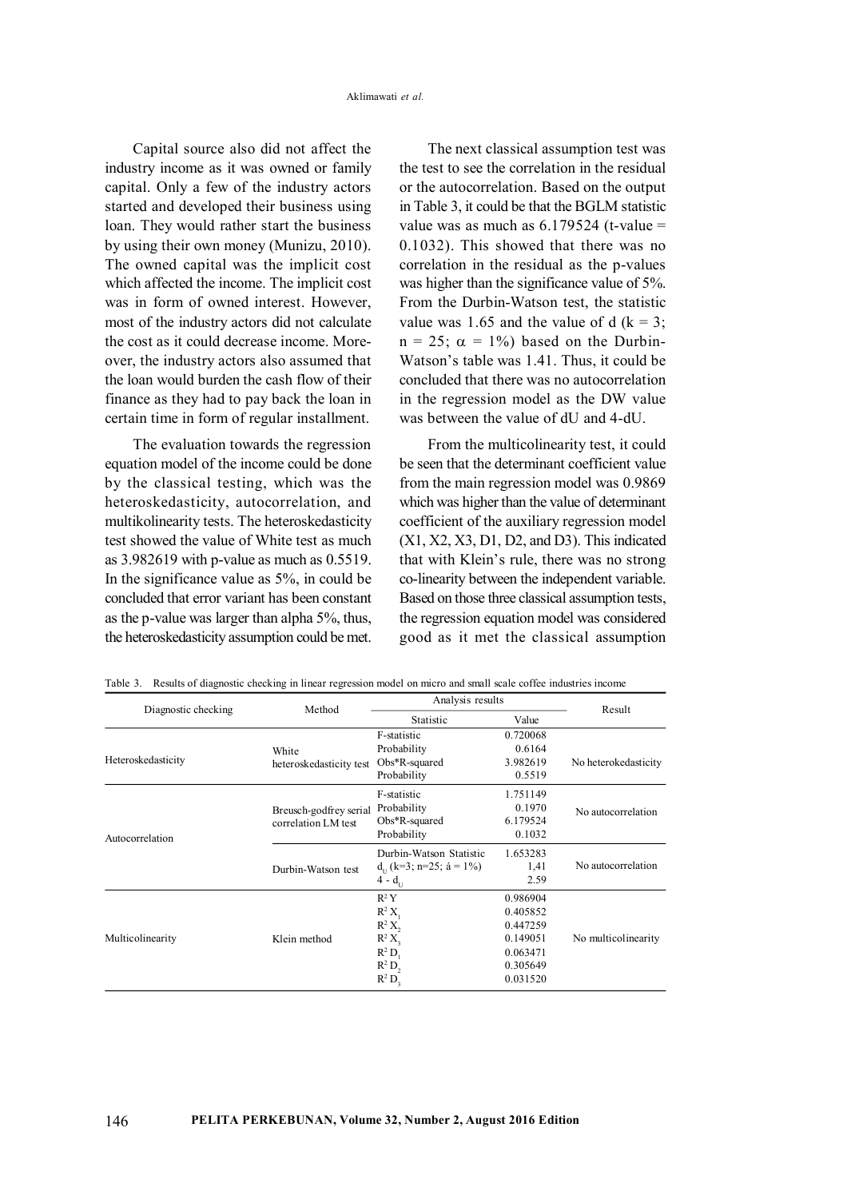Capital source also did not affect the industry income as it was owned or family capital. Only a few of the industry actors started and developed their business using loan. They would rather start the business by using their own money (Munizu, 2010). The owned capital was the implicit cost which affected the income. The implicit cost was in form of owned interest. However, most of the industry actors did not calculate the cost as it could decrease income. Moreover, the industry actors also assumed that the loan would burden the cash flow of their finance as they had to pay back the loan in certain time in form of regular installment.

The evaluation towards the regression equation model of the income could be done by the classical testing, which was the heteroskedasticity, autocorrelation, and multikolinearity tests. The heteroskedasticity test showed the value of White test as much as 3.982619 with p-value as much as 0.5519. In the significance value as 5%, in could be concluded that error variant has been constant as the p-value was larger than alpha 5%, thus, the heteroskedasticity assumption could be met.

The next classical assumption test was the test to see the correlation in the residual or the autocorrelation. Based on the output in Table 3, it could be that the BGLM statistic value was as much as 6.179524 (t-value = 0.1032). This showed that there was no correlation in the residual as the p-values was higher than the significance value of 5%. From the Durbin-Watson test, the statistic value was 1.65 and the value of d ($k = 3$; $n = 25$; $\alpha = 1\%$) based on the Durbin-Watson's table was 1.41. Thus, it could be concluded that there was no autocorrelation in the regression model as the DW value was between the value of dU and 4-dU.

From the multicolinearity test, it could be seen that the determinant coefficient value from the main regression model was 0.9869 which was higher than the value of determinant coefficient of the auxiliary regression model (X1, X2, X3, D1, D2, and D3). This indicated that with Klein's rule, there was no strong co-linearity between the independent variable. Based on those three classical assumption tests, the regression equation model was considered good as it met the classical assumption

Table 3. Results of diagnostic checking in linear regression model on micro and small scale coffee industries income

| Diagnostic checking | Method | Analysis results | | Result |
|---|---|---|---|---|
| | | Statistic | Value | |
| Heteroskedasticity | White heteroskedasticity test | F-statistic | 0.720068 | No heterokedasticity |
| | | Probability | 0.6164 | |
| | | Obs*R-squared | 3.982619 | |
| | | Probability | 0.5519 | |
| Autocorrelation | Breusch-godfrey serial correlation LM test | F-statistic | 1.751149 | No autocorrelation |
| | | Probability | 0.1970 | |
| | | Obs*R-squared | 6.179524 | |
| | | Probability | 0.1032 | |
| | Durbin-Watson test | Durbin-Watson Statistic | 1.653283 | No autocorrelation |
| | | $d_U$ (k=3; n=25; á = 1%) | 1,41 | |
| | | $4 - d_U$ | 2.59 | |
| Multicolinearity | Klein method | $R^2$ Y | 0.986904 | No multicolinearity |
| | | $R^2$ $X_1$ | 0.405852 | |
| | | $R^2$ $X_2$ | 0.447259 | |
| | | $R^2$ $X_3$ | 0.149051 | |
| | | $R^2$ $D_1$ | 0.063471 | |
| | | $R^2$ $D_2$ | 0.305649 | |
| | | $R^2$ $D_3$ | 0.031520 | |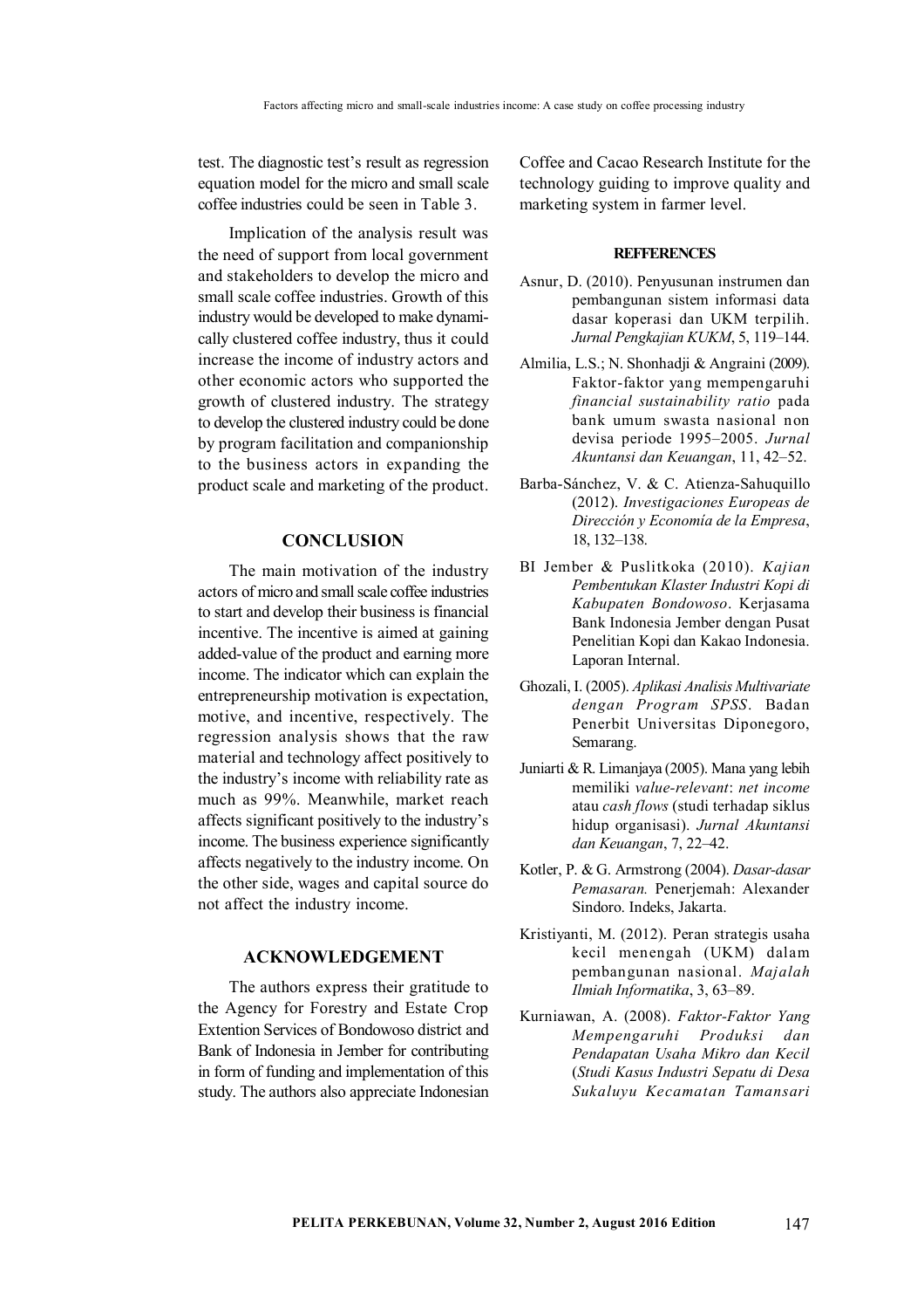test. The diagnostic test's result as regression equation model for the micro and small scale coffee industries could be seen in Table 3.

Implication of the analysis result was the need of support from local government and stakeholders to develop the micro and small scale coffee industries. Growth of this industry would be developed to make dynamically clustered coffee industry, thus it could increase the income of industry actors and other economic actors who supported the growth of clustered industry. The strategy to develop the clustered industry could be done by program facilitation and companionship to the business actors in expanding the product scale and marketing of the product.

## CONCLUSION

The main motivation of the industry actors of micro and small scale coffee industries to start and develop their business is financial incentive. The incentive is aimed at gaining added-value of the product and earning more income. The indicator which can explain the entrepreneurship motivation is expectation, motive, and incentive, respectively. The regression analysis shows that the raw material and technology affect positively to the industry's income with reliability rate as much as 99%. Meanwhile, market reach affects significant positively to the industry's income. The business experience significantly affects negatively to the industry income. On the other side, wages and capital source do not affect the industry income.

## ACKNOWLEDGEMENT

The authors express their gratitude to the Agency for Forestry and Estate Crop Extention Services of Bondowoso district and Bank of Indonesia in Jember for contributing in form of funding and implementation of this study. The authors also appreciate Indonesian Coffee and Cacao Research Institute for the technology guiding to improve quality and marketing system in farmer level.

## REFFERENCES

Asnur, D. (2010). Penyusunan instrumen dan pembangunan sistem informasi data dasar koperasi dan UKM terpilih. *Jurnal Pengkajian KUKM*, 5, 119–144.

Almilia, L.S.; N. Shonhadji & Angraini (2009). Faktor-faktor yang mempengaruhi *financial sustainability ratio* pada bank umum swasta nasional non devisa periode 1995–2005. *Jurnal Akuntansi dan Keuangan*, 11, 42–52.

Barba-Sánchez, V. & C. Atienza-Sahuquillo (2012). *Investigaciones Europeas de Dirección y Economía de la Empresa*, 18, 132–138.

BI Jember & Puslitkoka (2010). *Kajian Pembentukan Klaster Industri Kopi di Kabupaten Bondowoso*. Kerjasama Bank Indonesia Jember dengan Pusat Penelitian Kopi dan Kakao Indonesia. Laporan Internal.

Ghozali, I. (2005). *Aplikasi Analisis Multivariate dengan Program SPSS*. Badan Penerbit Universitas Diponegoro, Semarang.

Juniarti & R. Limanjaya (2005). Mana yang lebih memiliki *value-relevant*: *net income* atau *cash flows* (studi terhadap siklus hidup organisasi). *Jurnal Akuntansi dan Keuangan*, 7, 22–42.

Kotler, P. & G. Armstrong (2004). *Dasar-dasar Pemasaran.* Penerjemah: Alexander Sindoro. Indeks, Jakarta.

Kristiyanti, M. (2012). Peran strategis usaha kecil menengah (UKM) dalam pembangunan nasional. *Majalah Ilmiah Informatika*, 3, 63–89.

Kurniawan, A. (2008). *Faktor-Faktor Yang Mempengaruhi Produksi dan Pendapatan Usaha Mikro dan Kecil* (*Studi Kasus Industri Sepatu di Desa Sukaluyu Kecamatan Tamansari*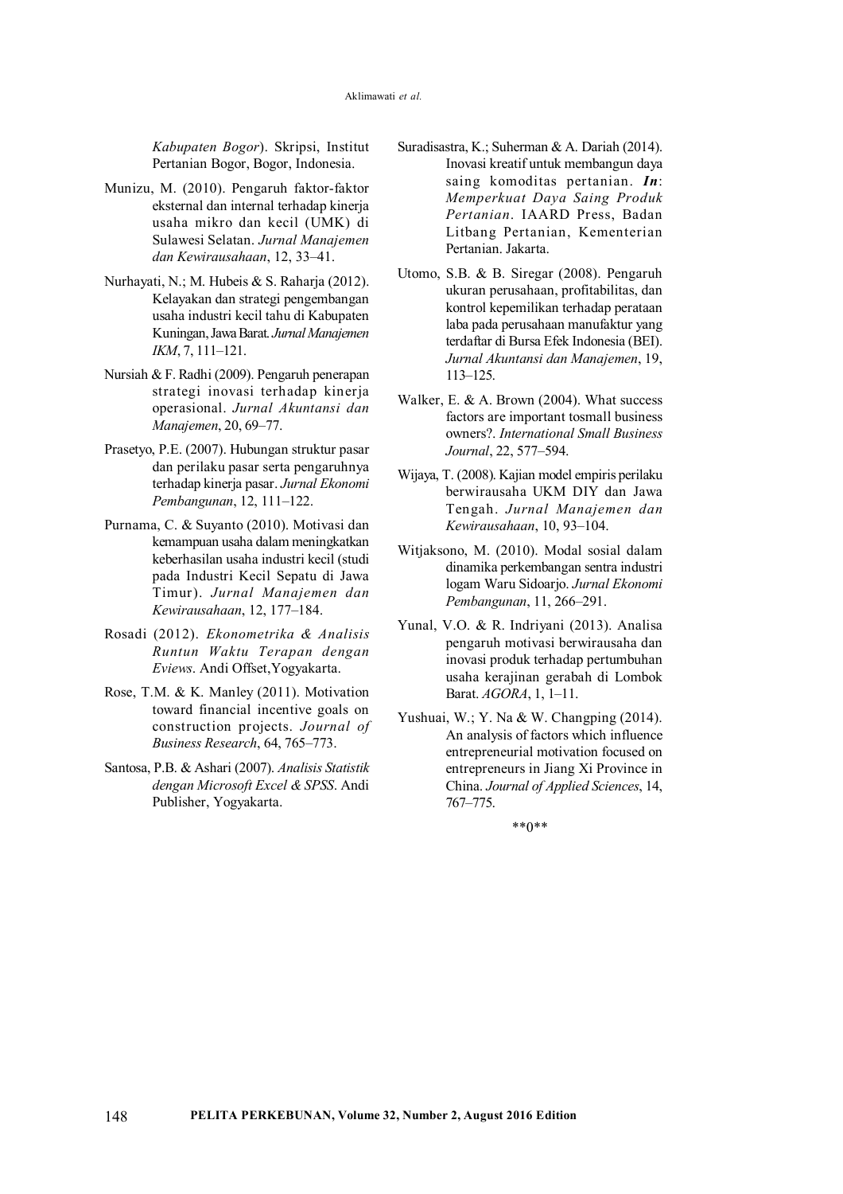*Kabupaten Bogor*). Skripsi, Institut Pertanian Bogor, Bogor, Indonesia.

Munizu, M. (2010). Pengaruh faktor-faktor eksternal dan internal terhadap kinerja usaha mikro dan kecil (UMK) di Sulawesi Selatan. *Jurnal Manajemen dan Kewirausahaan*, 12, 33–41.

Nurhayati, N.; M. Hubeis & S. Raharja (2012). Kelayakan dan strategi pengembangan usaha industri kecil tahu di Kabupaten Kuningan, Jawa Barat. *Jurnal Manajemen IKM*, 7, 111–121.

Nursiah & F. Radhi (2009). Pengaruh penerapan strategi inovasi terhadap kinerja operasional. *Jurnal Akuntansi dan Manajemen*, 20, 69–77.

Prasetyo, P.E. (2007). Hubungan struktur pasar dan perilaku pasar serta pengaruhnya terhadap kinerja pasar. *Jurnal Ekonomi Pembangunan*, 12, 111–122.

Purnama, C. & Suyanto (2010). Motivasi dan kemampuan usaha dalam meningkatkan keberhasilan usaha industri kecil (studi pada Industri Kecil Sepatu di Jawa Timur). *Jurnal Manajemen dan Kewirausahaan*, 12, 177–184.

Rosadi (2012). *Ekonometrika & Analisis Runtun Waktu Terapan dengan Eviews*. Andi Offset,Yogyakarta.

Rose, T.M. & K. Manley (2011). Motivation toward financial incentive goals on construction projects. *Journal of Business Research*, 64, 765–773.

Santosa, P.B. & Ashari (2007). *Analisis Statistik dengan Microsoft Excel & SPSS*. Andi Publisher, Yogyakarta.

Suradisastra, K.; Suherman & A. Dariah (2014). Inovasi kreatif untuk membangun daya saing komoditas pertanian. ***In***: *Memperkuat Daya Saing Produk Pertanian*. IAARD Press, Badan Litbang Pertanian, Kementerian Pertanian. Jakarta.

Utomo, S.B. & B. Siregar (2008). Pengaruh ukuran perusahaan, profitabilitas, dan kontrol kepemilikan terhadap perataan laba pada perusahaan manufaktur yang terdaftar di Bursa Efek Indonesia (BEI). *Jurnal Akuntansi dan Manajemen*, 19, 113–125.

Walker, E. & A. Brown (2004). What success factors are important tosmall business owners?. *International Small Business Journal*, 22, 577–594.

Wijaya, T. (2008). Kajian model empiris perilaku berwirausaha UKM DIY dan Jawa Tengah. *Jurnal Manajemen dan Kewirausahaan*, 10, 93–104.

Witjaksono, M. (2010). Modal sosial dalam dinamika perkembangan sentra industri logam Waru Sidoarjo. *Jurnal Ekonomi Pembangunan*, 11, 266–291.

Yunal, V.O. & R. Indriyani (2013). Analisa pengaruh motivasi berwirausaha dan inovasi produk terhadap pertumbuhan usaha kerajinan gerabah di Lombok Barat. *AGORA*, 1, 1–11.

Yushuai, W.; Y. Na & W. Changping (2014). An analysis of factors which influence entrepreneurial motivation focused on entrepreneurs in Jiang Xi Province in China. *Journal of Applied Sciences*, 14, 767–775.

**0**